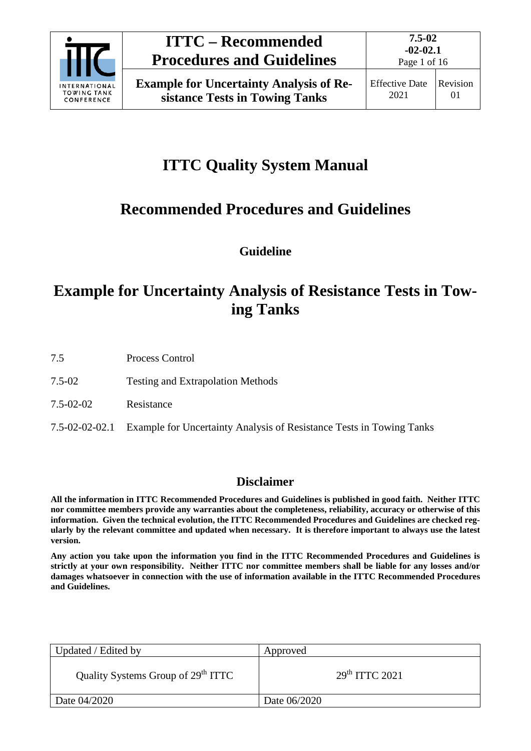# ITTC Quality System Manual

## Recommended Procedures and Guidelines

### Guideline

# Example for Uncertainty Analysis of Resistance Tests in Towing Tanks

| | |
|---|---|
| 7.5 | Process Control |
| 7.5-02 | Testing and Extrapolation Methods |
| 7.5-02-02 | Resistance |
| 7.5-02-02-02.1 | Example for Uncertainty Analysis of Resistance Tests in Towing Tanks |

## Disclaimer

**All the information in ITTC Recommended Procedures and Guidelines is published in good faith. Neither ITTC nor committee members provide any warranties about the completeness, reliability, accuracy or otherwise of this information. Given the technical evolution, the ITTC Recommended Procedures and Guidelines are checked regularly by the relevant committee and updated when necessary. It is therefore important to always use the latest version.**

**Any action you take upon the information you find in the ITTC Recommended Procedures and Guidelines is strictly at your own responsibility. Neither ITTC nor committee members shall be liable for any losses and/or damages whatsoever in connection with the use of information available in the ITTC Recommended Procedures and Guidelines.**

| Updated / Edited by | Approved |
|---|---|
| Quality Systems Group of 29th ITTC | 29th ITTC 2021 |
| Date 04/2020 | Date 06/2020 |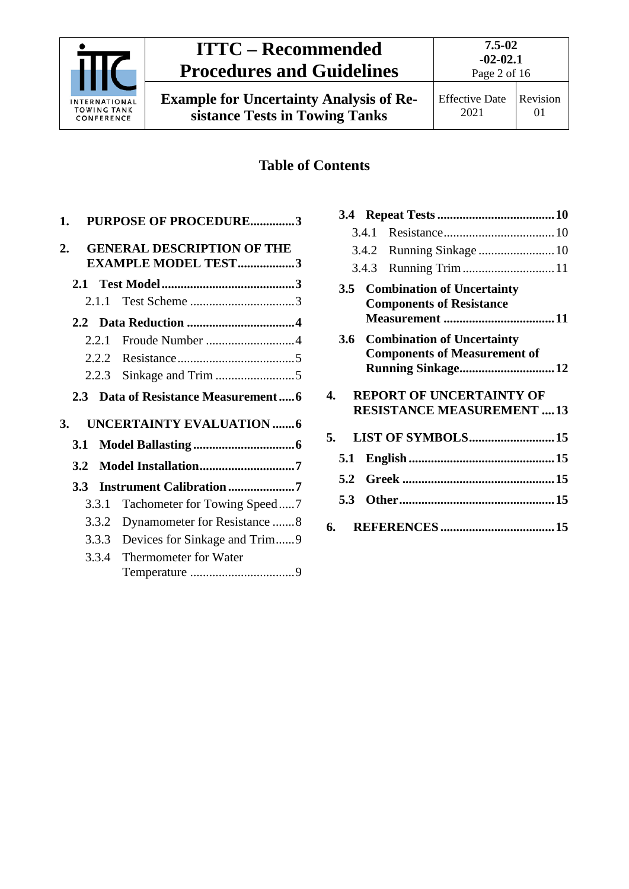## Table of Contents

**1. PURPOSE OF PROCEDURE..............3**

**2. GENERAL DESCRIPTION OF THE EXAMPLE MODEL TEST..................3**

- **2.1 Test Model..........................................3**
  - 2.1.1 Test Scheme .................................3
- **2.2 Data Reduction ..................................4**
  - 2.2.1 Froude Number ............................4
  - 2.2.2 Resistance.....................................5
  - 2.2.3 Sinkage and Trim .........................5
- **2.3 Data of Resistance Measurement.....6**

**3. UNCERTAINTY EVALUATION .......6**

- **3.1 Model Ballasting ................................6**
- **3.2 Model Installation.............................7**
- **3.3 Instrument Calibration .....................7**
  - 3.3.1 Tachometer for Towing Speed.....7
  - 3.3.2 Dynamometer for Resistance .......8
  - 3.3.3 Devices for Sinkage and Trim......9
  - 3.3.4 Thermometer for Water Temperature .................................9
- **3.4 Repeat Tests .....................................10**
  - 3.4.1 Resistance...................................10
  - 3.4.2 Running Sinkage ........................10
  - 3.4.3 Running Trim .............................11
- **3.5 Combination of Uncertainty Components of Resistance Measurement ..................................11**
- **3.6 Combination of Uncertainty Components of Measurement of Running Sinkage..............................12**

**4. REPORT OF UNCERTAINTY OF RESISTANCE MEASUREMENT ....13**

**5. LIST OF SYMBOLS...........................15**

- **5.1 English .............................................15**
- **5.2 Greek ................................................15**
- **5.3 Other.................................................15**

**6. REFERENCES ....................................15**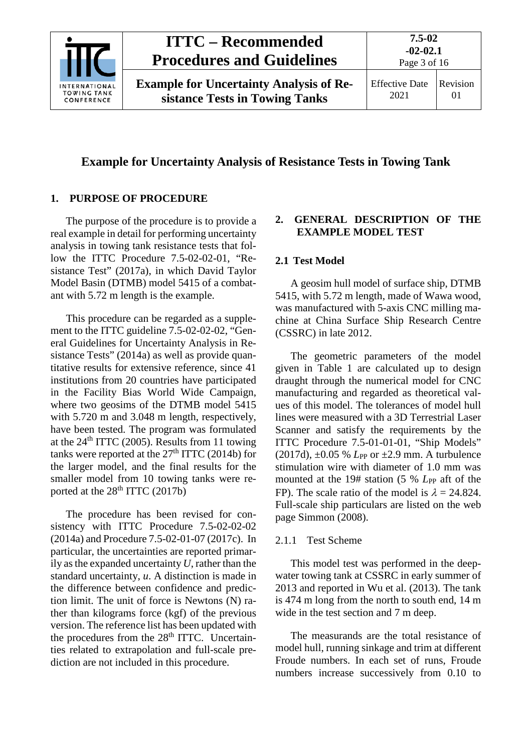# Example for Uncertainty Analysis of Resistance Tests in Towing Tank

## 1. PURPOSE OF PROCEDURE

The purpose of the procedure is to provide a real example in detail for performing uncertainty analysis in towing tank resistance tests that follow the ITTC Procedure 7.5-02-02-01, "Resistance Test" (2017a), in which David Taylor Model Basin (DTMB) model 5415 of a combatant with 5.72 m length is the example.

This procedure can be regarded as a supplement to the ITTC guideline 7.5-02-02-02, "General Guidelines for Uncertainty Analysis in Resistance Tests" (2014a) as well as provide quantitative results for extensive reference, since 41 institutions from 20 countries have participated in the Facility Bias World Wide Campaign, where two geosims of the DTMB model 5415 with 5.720 m and 3.048 m length, respectively, have been tested. The program was formulated at the 24th ITTC (2005). Results from 11 towing tanks were reported at the 27th ITTC (2014b) for the larger model, and the final results for the smaller model from 10 towing tanks were reported at the 28th ITTC (2017b)

The procedure has been revised for consistency with ITTC Procedure 7.5-02-02-02 (2014a) and Procedure 7.5-02-01-07 (2017c). In particular, the uncertainties are reported primarily as the expanded uncertainty $U$, rather than the standard uncertainty, $u$. A distinction is made in the difference between confidence and prediction limit. The unit of force is Newtons (N) rather than kilograms force (kgf) of the previous version. The reference list has been updated with the procedures from the 28th ITTC. Uncertainties related to extrapolation and full-scale prediction are not included in this procedure.

## 2. GENERAL DESCRIPTION OF THE EXAMPLE MODEL TEST

### 2.1 Test Model

A geosim hull model of surface ship, DTMB 5415, with 5.72 m length, made of Wawa wood, was manufactured with 5-axis CNC milling machine at China Surface Ship Research Centre (CSSRC) in late 2012.

The geometric parameters of the model given in Table 1 are calculated up to design draught through the numerical model for CNC manufacturing and regarded as theoretical values of this model. The tolerances of model hull lines were measured with a 3D Terrestrial Laser Scanner and satisfy the requirements by the ITTC Procedure 7.5-01-01-01, "Ship Models" (2017d), ±0.05 % $L_{PP}$ or ±2.9 mm. A turbulence stimulation wire with diameter of 1.0 mm was mounted at the 19# station (5 % $L_{PP}$ aft of the FP). The scale ratio of the model is $\lambda = 24.824$. Full-scale ship particulars are listed on the web page Simmon (2008).

#### 2.1.1 Test Scheme

This model test was performed in the deep-water towing tank at CSSRC in early summer of 2013 and reported in Wu et al. (2013). The tank is 474 m long from the north to south end, 14 m wide in the test section and 7 m deep.

The measurands are the total resistance of model hull, running sinkage and trim at different Froude numbers. In each set of runs, Froude numbers increase successively from 0.10 to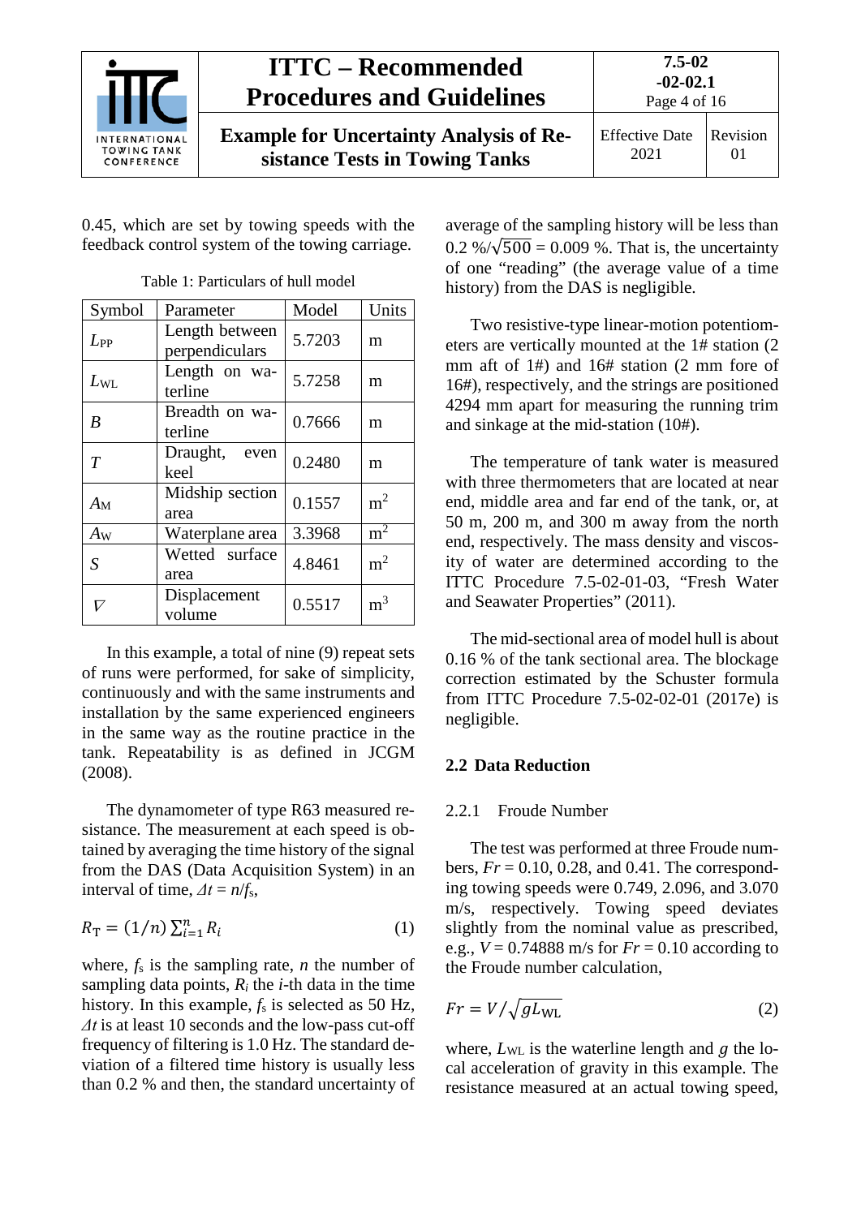0.45, which are set by towing speeds with the feedback control system of the towing carriage.

Table 1: Particulars of hull model

| Symbol | Parameter | Model | Units |
|---|---|---|---|
| $L_{PP}$ | Length between perpendiculars | 5.7203 | m |
| $L_{WL}$ | Length on waterline | 5.7258 | m |
| $B$ | Breadth on waterline | 0.7666 | m |
| $T$ | Draught, even keel | 0.2480 | m |
| $A_M$ | Midship section area | 0.1557 | m$^2$ |
| $A_W$ | Waterplane area | 3.3968 | m$^2$ |
| $S$ | Wetted surface area | 4.8461 | m$^2$ |
| $\nabla$ | Displacement volume | 0.5517 | m$^3$ |

In this example, a total of nine (9) repeat sets of runs were performed, for sake of simplicity, continuously and with the same instruments and installation by the same experienced engineers in the same way as the routine practice in the tank. Repeatability is as defined in JCGM (2008).

The dynamometer of type R63 measured resistance. The measurement at each speed is obtained by averaging the time history of the signal from the DAS (Data Acquisition System) in an interval of time, $\Delta t = n/f_s$,

$$R_T = (1/n)\sum_{i=1}^{n} R_i \tag{1}$$

where, $f_s$ is the sampling rate, $n$ the number of sampling data points, $R_i$ the $i$-th data in the time history. In this example, $f_s$ is selected as 50 Hz, $\Delta t$ is at least 10 seconds and the low-pass cut-off frequency of filtering is 1.0 Hz. The standard deviation of a filtered time history is usually less than 0.2 % and then, the standard uncertainty of average of the sampling history will be less than 0.2 %/$\sqrt{500}$ = 0.009 %. That is, the uncertainty of one "reading" (the average value of a time history) from the DAS is negligible.

Two resistive-type linear-motion potentiometers are vertically mounted at the 1# station (2 mm aft of 1#) and 16# station (2 mm fore of 16#), respectively, and the strings are positioned 4294 mm apart for measuring the running trim and sinkage at the mid-station (10#).

The temperature of tank water is measured with three thermometers that are located at near end, middle area and far end of the tank, or, at 50 m, 200 m, and 300 m away from the north end, respectively. The mass density and viscosity of water are determined according to the ITTC Procedure 7.5-02-01-03, "Fresh Water and Seawater Properties" (2011).

The mid-sectional area of model hull is about 0.16 % of the tank sectional area. The blockage correction estimated by the Schuster formula from ITTC Procedure 7.5-02-02-01 (2017e) is negligible.

## 2.2 Data Reduction

### 2.2.1 Froude Number

The test was performed at three Froude numbers, $Fr$ = 0.10, 0.28, and 0.41. The corresponding towing speeds were 0.749, 2.096, and 3.070 m/s, respectively. Towing speed deviates slightly from the nominal value as prescribed, e.g., $V$ = 0.74888 m/s for $Fr$ = 0.10 according to the Froude number calculation,

$$Fr = V/\sqrt{gL_{WL}} \tag{2}$$

where, $L_{WL}$ is the waterline length and $g$ the local acceleration of gravity in this example. The resistance measured at an actual towing speed,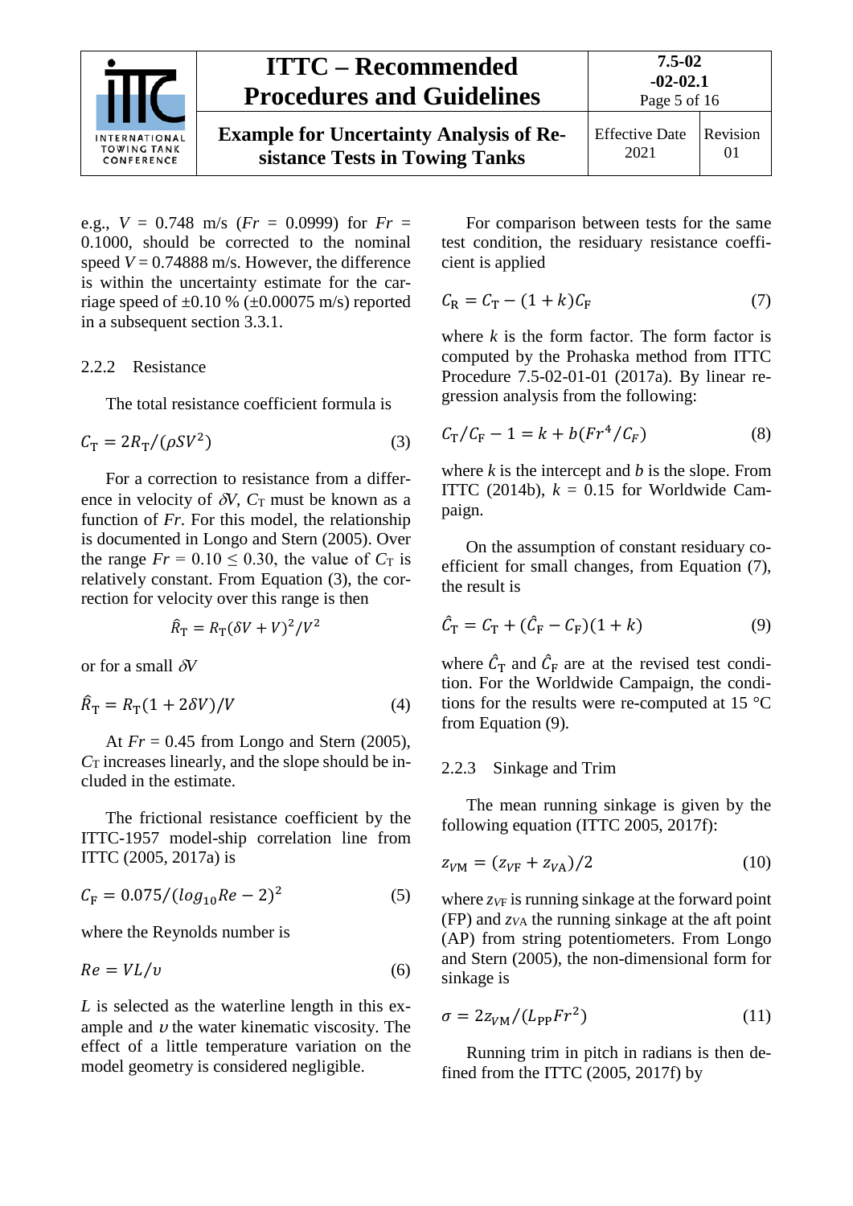e.g., $V$ = 0.748 m/s ($Fr$ = 0.0999) for $Fr$ = 0.1000, should be corrected to the nominal speed $V$ = 0.74888 m/s. However, the difference is within the uncertainty estimate for the carriage speed of ±0.10 % (±0.00075 m/s) reported in a subsequent section 3.3.1.

### 2.2.2 Resistance

The total resistance coefficient formula is

$$C_\mathrm{T} = 2R_\mathrm{T}/(\rho S V^2) \tag{3}$$

For a correction to resistance from a difference in velocity of $\delta V$, $C_\mathrm{T}$ must be known as a function of $Fr$. For this model, the relationship is documented in Longo and Stern (2005). Over the range $Fr = 0.10 \leq 0.30$, the value of $C_\mathrm{T}$ is relatively constant. From Equation (3), the correction for velocity over this range is then

$$\hat{R}_\mathrm{T} = R_\mathrm{T}(\delta V + V)^2/V^2$$

or for a small $\delta V$

$$\hat{R}_\mathrm{T} = R_\mathrm{T}(1 + 2\delta V)/V \tag{4}$$

At $Fr$ = 0.45 from Longo and Stern (2005), $C_\mathrm{T}$ increases linearly, and the slope should be included in the estimate.

The frictional resistance coefficient by the ITTC-1957 model-ship correlation line from ITTC (2005, 2017a) is

$$C_\mathrm{F} = 0.075/(log_{10}Re - 2)^2 \tag{5}$$

where the Reynolds number is

$$Re = VL/\upsilon \tag{6}$$

$L$ is selected as the waterline length in this example and $\upsilon$ the water kinematic viscosity. The effect of a little temperature variation on the model geometry is considered negligible.

For comparison between tests for the same test condition, the residuary resistance coefficient is applied

$$C_\mathrm{R} = C_\mathrm{T} - (1 + k)C_\mathrm{F} \tag{7}$$

where $k$ is the form factor. The form factor is computed by the Prohaska method from ITTC Procedure 7.5-02-01-01 (2017a). By linear regression analysis from the following:

$$C_\mathrm{T}/C_\mathrm{F} - 1 = k + b(Fr^4/C_F) \tag{8}$$

where $k$ is the intercept and $b$ is the slope. From ITTC (2014b), $k$ = 0.15 for Worldwide Campaign.

On the assumption of constant residuary coefficient for small changes, from Equation (7), the result is

$$\hat{C}_\mathrm{T} = C_\mathrm{T} + (\hat{C}_\mathrm{F} - C_\mathrm{F})(1 + k) \tag{9}$$

where $\hat{C}_\mathrm{T}$ and $\hat{C}_\mathrm{F}$ are at the revised test condition. For the Worldwide Campaign, the conditions for the results were re-computed at 15 °C from Equation (9).

### 2.2.3 Sinkage and Trim

The mean running sinkage is given by the following equation (ITTC 2005, 2017f):

$$z_{V\mathrm{M}} = (z_{VF} + z_{VA})/2 \tag{10}$$

where $z_{VF}$ is running sinkage at the forward point (FP) and $z_{VA}$ the running sinkage at the aft point (AP) from string potentiometers. From Longo and Stern (2005), the non-dimensional form for sinkage is

$$\sigma = 2z_{V\mathrm{M}}/(L_\mathrm{PP}Fr^2) \tag{11}$$

Running trim in pitch in radians is then defined from the ITTC (2005, 2017f) by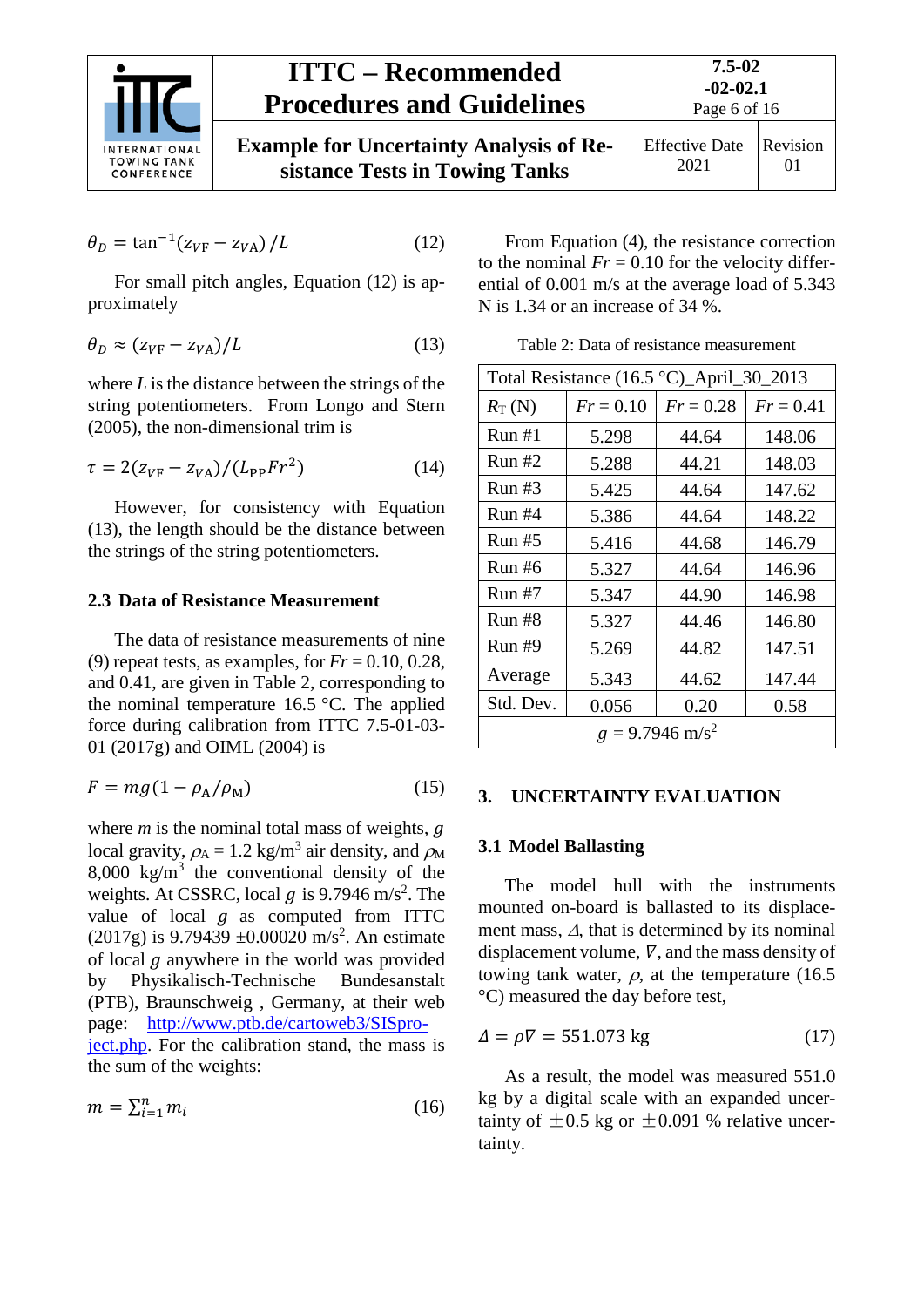$$\theta_D = \tan^{-1}(z_{VF} - z_{VA})/L \tag{12}$$

For small pitch angles, Equation (12) is approximately

$$\theta_D \approx (z_{VF} - z_{VA})/L \tag{13}$$

where $L$ is the distance between the strings of the string potentiometers. From Longo and Stern (2005), the non-dimensional trim is

$$\tau = 2(z_{VF} - z_{VA})/(L_{PP}Fr^2) \tag{14}$$

However, for consistency with Equation (13), the length should be the distance between the strings of the string potentiometers.

### 2.3 Data of Resistance Measurement

The data of resistance measurements of nine (9) repeat tests, as examples, for $Fr$ = 0.10, 0.28, and 0.41, are given in Table 2, corresponding to the nominal temperature 16.5 °C. The applied force during calibration from ITTC 7.5-01-03-01 (2017g) and OIML (2004) is

$$F = mg(1 - \rho_A/\rho_M) \tag{15}$$

where $m$ is the nominal total mass of weights, $g$ local gravity, $\rho_A$ = 1.2 kg/m$^3$ air density, and $\rho_M$ 8,000 kg/m$^3$ the conventional density of the weights. At CSSRC, local $g$ is 9.7946 m/s$^2$. The value of local $g$ as computed from ITTC (2017g) is 9.79439 ±0.00020 m/s$^2$. An estimate of local $g$ anywhere in the world was provided by Physikalisch-Technische Bundesanstalt (PTB), Braunschweig , Germany, at their web page: http://www.ptb.de/cartoweb3/SISproject.php. For the calibration stand, the mass is the sum of the weights:

$$m = \sum_{i=1}^{n} m_i \tag{16}$$

From Equation (4), the resistance correction to the nominal $Fr$ = 0.10 for the velocity differential of 0.001 m/s at the average load of 5.343 N is 1.34 or an increase of 34 %.

Table 2: Data of resistance measurement

| Total Resistance (16.5 °C)_April_30_2013 | | | |
|---|---|---|---|
| $R_T$ (N) | $Fr$ = 0.10 | $Fr$ = 0.28 | $Fr$ = 0.41 |
| Run #1 | 5.298 | 44.64 | 148.06 |
| Run #2 | 5.288 | 44.21 | 148.03 |
| Run #3 | 5.425 | 44.64 | 147.62 |
| Run #4 | 5.386 | 44.64 | 148.22 |
| Run #5 | 5.416 | 44.68 | 146.79 |
| Run #6 | 5.327 | 44.64 | 146.96 |
| Run #7 | 5.347 | 44.90 | 146.98 |
| Run #8 | 5.327 | 44.46 | 146.80 |
| Run #9 | 5.269 | 44.82 | 147.51 |
| Average | 5.343 | 44.62 | 147.44 |
| Std. Dev. | 0.056 | 0.20 | 0.58 |
| $g$ = 9.7946 m/s$^2$ | | | |

## 3. UNCERTAINTY EVALUATION

### 3.1 Model Ballasting

The model hull with the instruments mounted on-board is ballasted to its displacement mass, $\Delta$, that is determined by its nominal displacement volume, $\nabla$, and the mass density of towing tank water, $\rho$, at the temperature (16.5 °C) measured the day before test,

$$\Delta = \rho\nabla = 551.073 \text{ kg} \tag{17}$$

As a result, the model was measured 551.0 kg by a digital scale with an expanded uncertainty of ±0.5 kg or ±0.091 % relative uncertainty.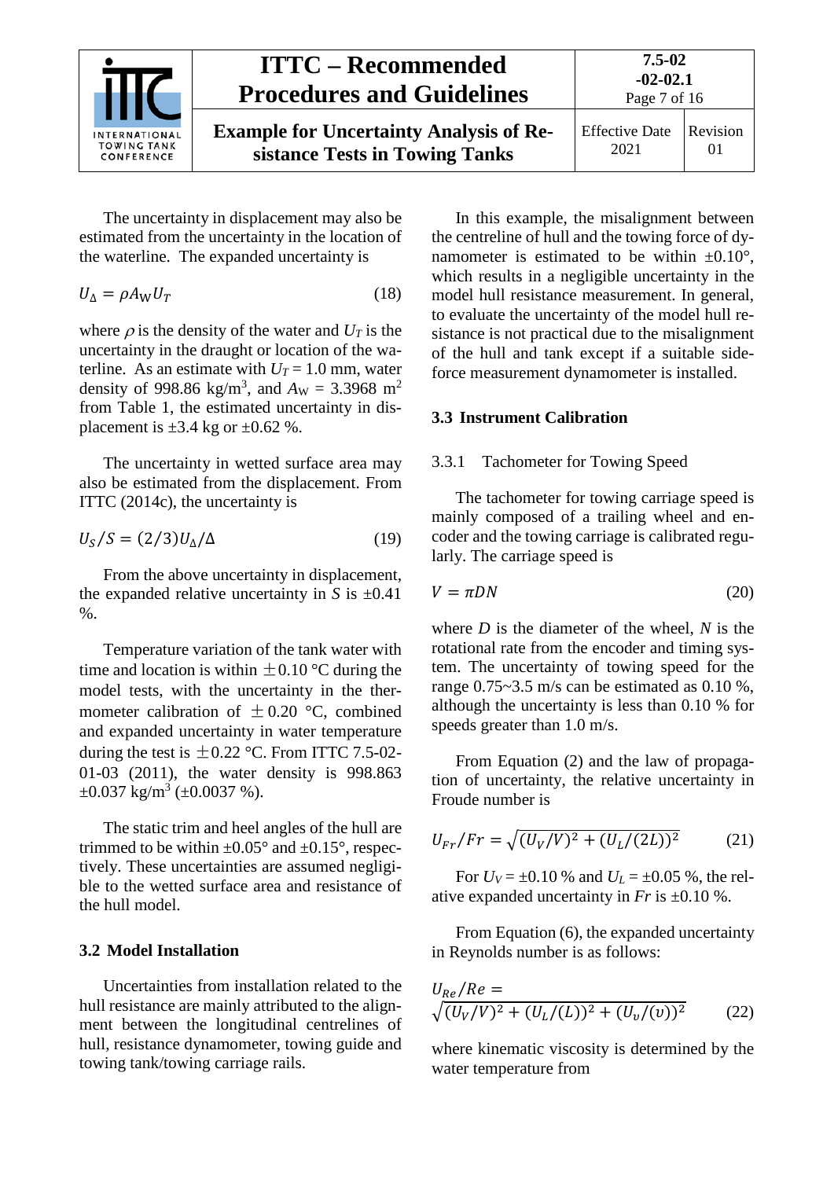The uncertainty in displacement may also be estimated from the uncertainty in the location of the waterline. The expanded uncertainty is

$$U_\Delta = \rho A_W U_T \tag{18}$$

where $\rho$ is the density of the water and $U_T$ is the uncertainty in the draught or location of the waterline. As an estimate with $U_T$ = 1.0 mm, water density of 998.86 kg/m$^3$, and $A_W$ = 3.3968 m$^2$ from Table 1, the estimated uncertainty in displacement is ±3.4 kg or ±0.62 %.

The uncertainty in wetted surface area may also be estimated from the displacement. From ITTC (2014c), the uncertainty is

$$U_S/S = (2/3)U_\Delta/\Delta \tag{19}$$

From the above uncertainty in displacement, the expanded relative uncertainty in *S* is ±0.41 %.

Temperature variation of the tank water with time and location is within ±0.10 °C during the model tests, with the uncertainty in the thermometer calibration of ±0.20 °C, combined and expanded uncertainty in water temperature during the test is ±0.22 °C. From ITTC 7.5-02-01-03 (2011), the water density is 998.863 ±0.037 kg/m$^3$ (±0.0037 %).

The static trim and heel angles of the hull are trimmed to be within ±0.05° and ±0.15°, respectively. These uncertainties are assumed negligible to the wetted surface area and resistance of the hull model.

### 3.2 Model Installation

Uncertainties from installation related to the hull resistance are mainly attributed to the alignment between the longitudinal centrelines of hull, resistance dynamometer, towing guide and towing tank/towing carriage rails.

In this example, the misalignment between the centreline of hull and the towing force of dynamometer is estimated to be within ±0.10°, which results in a negligible uncertainty in the model hull resistance measurement. In general, to evaluate the uncertainty of the model hull resistance is not practical due to the misalignment of the hull and tank except if a suitable side-force measurement dynamometer is installed.

### 3.3 Instrument Calibration

#### 3.3.1 Tachometer for Towing Speed

The tachometer for towing carriage speed is mainly composed of a trailing wheel and encoder and the towing carriage is calibrated regularly. The carriage speed is

$$V = \pi D N \tag{20}$$

where *D* is the diameter of the wheel, *N* is the rotational rate from the encoder and timing system. The uncertainty of towing speed for the range 0.75~3.5 m/s can be estimated as 0.10 %, although the uncertainty is less than 0.10 % for speeds greater than 1.0 m/s.

From Equation (2) and the law of propagation of uncertainty, the relative uncertainty in Froude number is

$$U_{Fr}/Fr = \sqrt{(U_V/V)^2 + (U_L/(2L))^2} \tag{21}$$

For $U_V$ = ±0.10 % and $U_L$ = ±0.05 %, the relative expanded uncertainty in *Fr* is ±0.10 %.

From Equation (6), the expanded uncertainty in Reynolds number is as follows:

$$U_{Re}/Re = \sqrt{(U_V/V)^2 + (U_L/(L))^2 + (U_\upsilon/(\upsilon))^2} \tag{22}$$

where kinematic viscosity is determined by the water temperature from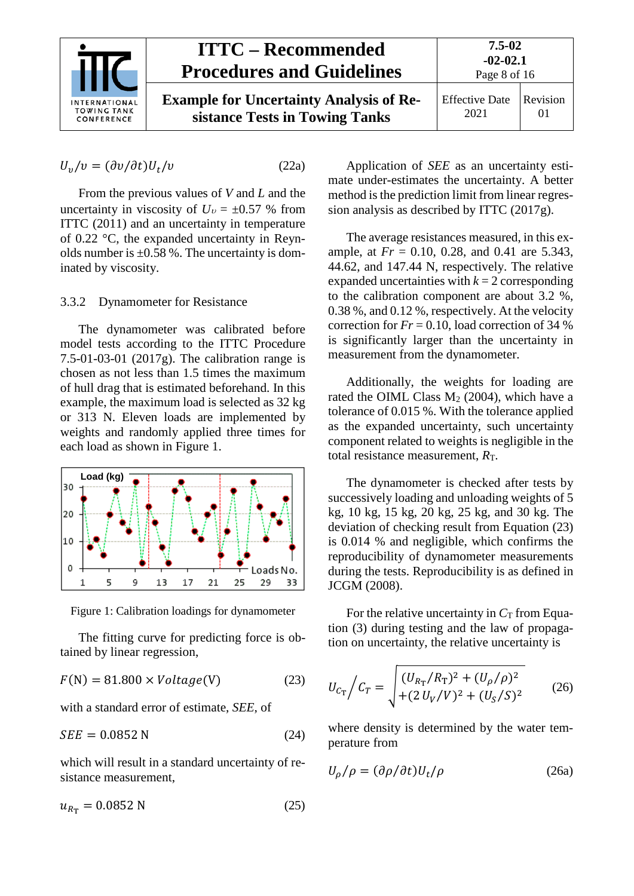$$U_\upsilon/\upsilon = (\partial\upsilon/\partial t)U_t/\upsilon \tag{22a}$$

From the previous values of $V$ and $L$ and the uncertainty in viscosity of $U_\upsilon$ = ±0.57 % from ITTC (2011) and an uncertainty in temperature of 0.22 °C, the expanded uncertainty in Reynolds number is ±0.58 %. The uncertainty is dominated by viscosity.

### 3.3.2 Dynamometer for Resistance

The dynamometer was calibrated before model tests according to the ITTC Procedure 7.5-01-03-01 (2017g). The calibration range is chosen as not less than 1.5 times the maximum of hull drag that is estimated beforehand. In this example, the maximum load is selected as 32 kg or 313 N. Eleven loads are implemented by weights and randomly applied three times for each load as shown in Figure 1.

Figure 1: Calibration loadings for dynamometer

The fitting curve for predicting force is obtained by linear regression,

$$F(\mathrm{N}) = 81.800 \times Voltage(\mathrm{V}) \tag{23}$$

with a standard error of estimate, *SEE*, of

$$SEE = 0.0852\ \mathrm{N} \tag{24}$$

which will result in a standard uncertainty of resistance measurement,

$$u_{R_\mathrm{T}} = 0.0852\ \mathrm{N} \tag{25}$$

Application of *SEE* as an uncertainty estimate under-estimates the uncertainty. A better method is the prediction limit from linear regression analysis as described by ITTC (2017g).

The average resistances measured, in this example, at $Fr$ = 0.10, 0.28, and 0.41 are 5.343, 44.62, and 147.44 N, respectively. The relative expanded uncertainties with $k$ = 2 corresponding to the calibration component are about 3.2 %, 0.38 %, and 0.12 %, respectively. At the velocity correction for $Fr$ = 0.10, load correction of 34 % is significantly larger than the uncertainty in measurement from the dynamometer.

Additionally, the weights for loading are rated the OIML Class $M_2$ (2004), which have a tolerance of 0.015 %. With the tolerance applied as the expanded uncertainty, such uncertainty component related to weights is negligible in the total resistance measurement, $R_\mathrm{T}$.

The dynamometer is checked after tests by successively loading and unloading weights of 5 kg, 10 kg, 15 kg, 20 kg, 25 kg, and 30 kg. The deviation of checking result from Equation (23) is 0.014 % and negligible, which confirms the reproducibility of dynamometer measurements during the tests. Reproducibility is as defined in JCGM (2008).

For the relative uncertainty in $C_\mathrm{T}$ from Equation (3) during testing and the law of propagation on uncertainty, the relative uncertainty is

$$U_{C_\mathrm{T}} \Big/ C_T = \sqrt{\begin{array}{l}(U_{R_\mathrm{T}}/R_\mathrm{T})^2 + (U_\rho/\rho)^2 \\ +(2\,U_V/V)^2 + (U_S/S)^2\end{array}} \tag{26}$$

where density is determined by the water temperature from

$$U_\rho/\rho = (\partial\rho/\partial t)U_t/\rho \tag{26a}$$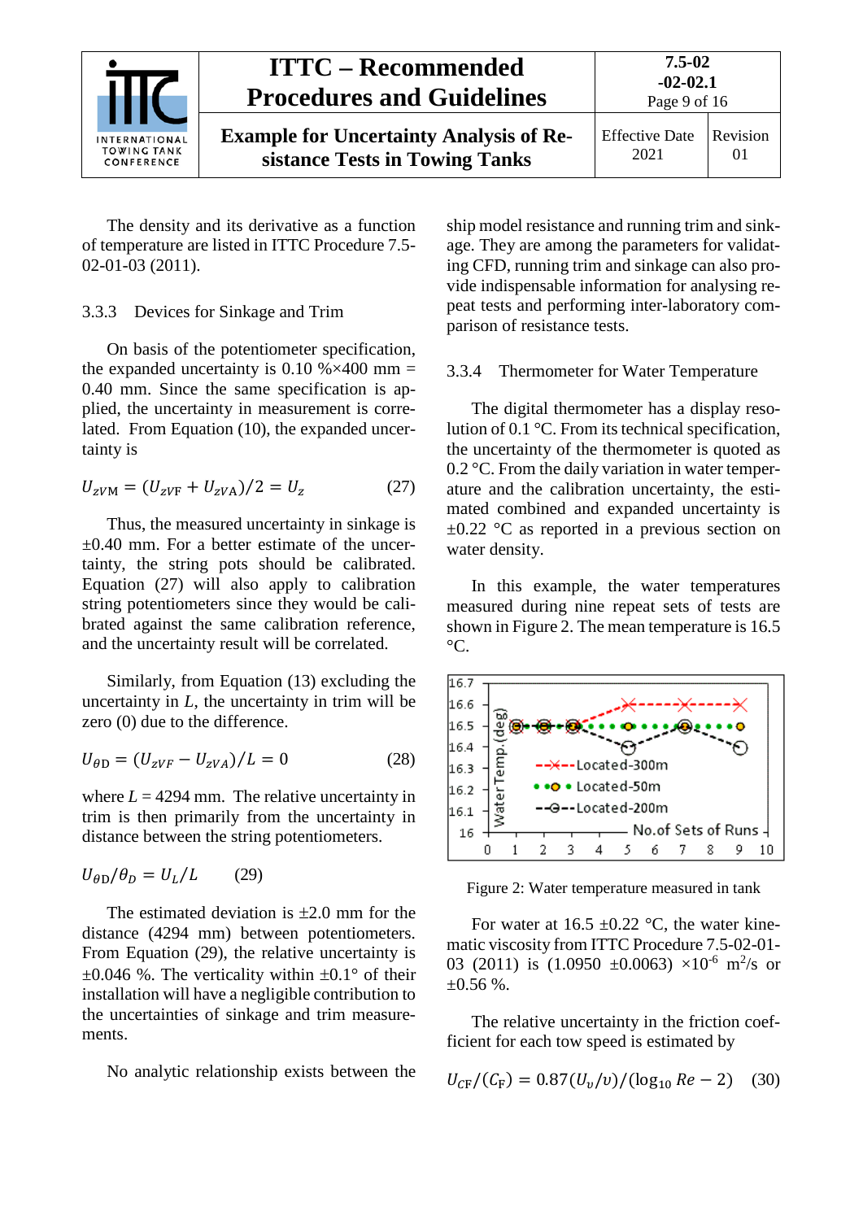The density and its derivative as a function of temperature are listed in ITTC Procedure 7.5-02-01-03 (2011).

### 3.3.3 Devices for Sinkage and Trim

On basis of the potentiometer specification, the expanded uncertainty is 0.10 %×400 mm = 0.40 mm. Since the same specification is applied, the uncertainty in measurement is correlated. From Equation (10), the expanded uncertainty is

$$U_{z\mathrm{VM}} = (U_{z\mathrm{VF}} + U_{z\mathrm{VA}})/2 = U_z \quad (27)$$

Thus, the measured uncertainty in sinkage is ±0.40 mm. For a better estimate of the uncertainty, the string pots should be calibrated. Equation (27) will also apply to calibration string potentiometers since they would be calibrated against the same calibration reference, and the uncertainty result will be correlated.

Similarly, from Equation (13) excluding the uncertainty in $L$, the uncertainty in trim will be zero (0) due to the difference.

$$U_{\theta\mathrm{D}} = (U_{zVF} - U_{zVA})/L = 0 \quad (28)$$

where $L$ = 4294 mm. The relative uncertainty in trim is then primarily from the uncertainty in distance between the string potentiometers.

$$U_{\theta\mathrm{D}}/\theta_D = U_L/L \quad (29)$$

The estimated deviation is ±2.0 mm for the distance (4294 mm) between potentiometers. From Equation (29), the relative uncertainty is ±0.046 %. The verticality within ±0.1° of their installation will have a negligible contribution to the uncertainties of sinkage and trim measurements.

No analytic relationship exists between the ship model resistance and running trim and sinkage. They are among the parameters for validating CFD, running trim and sinkage can also provide indispensable information for analysing repeat tests and performing inter-laboratory comparison of resistance tests.

### 3.3.4 Thermometer for Water Temperature

The digital thermometer has a display resolution of 0.1 °C. From its technical specification, the uncertainty of the thermometer is quoted as 0.2 °C. From the daily variation in water temperature and the calibration uncertainty, the estimated combined and expanded uncertainty is ±0.22 °C as reported in a previous section on water density.

In this example, the water temperatures measured during nine repeat sets of tests are shown in Figure 2. The mean temperature is 16.5 °C.

Figure 2: Water temperature measured in tank

For water at 16.5 ±0.22 °C, the water kinematic viscosity from ITTC Procedure 7.5-02-01-03 (2011) is (1.0950 ±0.0063) $\times 10^{-6}$ m$^2$/s or ±0.56 %.

The relative uncertainty in the friction coefficient for each tow speed is estimated by

$$U_{C\mathrm{F}}/(C_{\mathrm{F}}) = 0.87(U_{\upsilon}/\upsilon)/(\log_{10} Re - 2) \quad (30)$$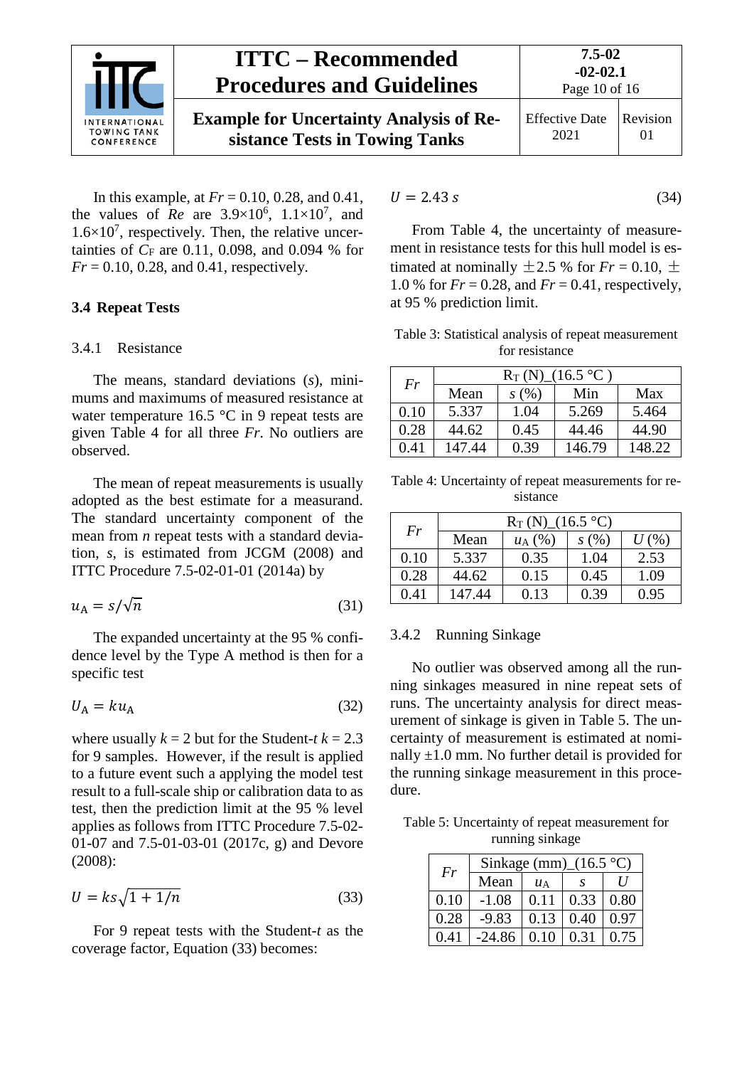In this example, at $Fr$ = 0.10, 0.28, and 0.41, the values of $Re$ are $3.9\times10^{6}$, $1.1\times10^{7}$, and $1.6\times10^{7}$, respectively. Then, the relative uncertainties of $C_F$ are 0.11, 0.098, and 0.094 % for $Fr$ = 0.10, 0.28, and 0.41, respectively.

### 3.4 Repeat Tests

#### 3.4.1 Resistance

The means, standard deviations ($s$), minimums and maximums of measured resistance at water temperature 16.5 °C in 9 repeat tests are given Table 4 for all three $Fr$. No outliers are observed.

The mean of repeat measurements is usually adopted as the best estimate for a measurand. The standard uncertainty component of the mean from $n$ repeat tests with a standard deviation, $s$, is estimated from JCGM (2008) and ITTC Procedure 7.5-02-01-01 (2014a) by

$$u_{\mathrm{A}} = s/\sqrt{n} \tag{31}$$

The expanded uncertainty at the 95 % confidence level by the Type A method is then for a specific test

$$U_{\mathrm{A}} = k u_{\mathrm{A}} \tag{32}$$

where usually $k$ = 2 but for the Student-$t$ $k$ = 2.3 for 9 samples. However, if the result is applied to a future event such a applying the model test result to a full-scale ship or calibration data to as test, then the prediction limit at the 95 % level applies as follows from ITTC Procedure 7.5-02-01-07 and 7.5-01-03-01 (2017c, g) and Devore (2008):

$$U = ks\sqrt{1 + 1/n} \tag{33}$$

For 9 repeat tests with the Student-$t$ as the coverage factor, Equation (33) becomes:

$$U = 2.43\, s \tag{34}$$

From Table 4, the uncertainty of measurement in resistance tests for this hull model is estimated at nominally ±2.5 % for $Fr$ = 0.10, ±1.0 % for $Fr$ = 0.28, and $Fr$ = 0.41, respectively, at 95 % prediction limit.

Table 3: Statistical analysis of repeat measurement for resistance

| $Fr$ | $R_T$ (N)_(16.5 °C ) | | | |
|---|---|---|---|---|
| | Mean | $s$ (%) | Min | Max |
| 0.10 | 5.337 | 1.04 | 5.269 | 5.464 |
| 0.28 | 44.62 | 0.45 | 44.46 | 44.90 |
| 0.41 | 147.44 | 0.39 | 146.79 | 148.22 |

Table 4: Uncertainty of repeat measurements for resistance

| $Fr$ | $R_T$ (N)_(16.5 °C) | | | |
|---|---|---|---|---|
| | Mean | $u_A$ (%) | $s$ (%) | $U$ (%) |
| 0.10 | 5.337 | 0.35 | 1.04 | 2.53 |
| 0.28 | 44.62 | 0.15 | 0.45 | 1.09 |
| 0.41 | 147.44 | 0.13 | 0.39 | 0.95 |

#### 3.4.2 Running Sinkage

No outlier was observed among all the running sinkages measured in nine repeat sets of runs. The uncertainty analysis for direct measurement of sinkage is given in Table 5. The uncertainty of measurement is estimated at nominally ±1.0 mm. No further detail is provided for the running sinkage measurement in this procedure.

Table 5: Uncertainty of repeat measurement for running sinkage

| $Fr$ | Sinkage (mm)_(16.5 °C) | | | |
|---|---|---|---|---|
| | Mean | $u_A$ | $s$ | $U$ |
| 0.10 | -1.08 | 0.11 | 0.33 | 0.80 |
| 0.28 | -9.83 | 0.13 | 0.40 | 0.97 |
| 0.41 | -24.86 | 0.10 | 0.31 | 0.75 |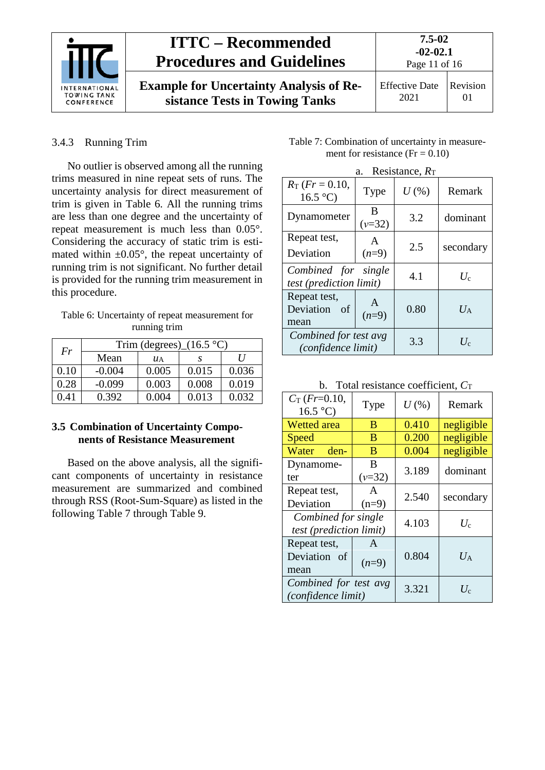### 3.4.3 Running Trim

No outlier is observed among all the running trims measured in nine repeat sets of runs. The uncertainty analysis for direct measurement of trim is given in Table 6. All the running trims are less than one degree and the uncertainty of repeat measurement is much less than 0.05°. Considering the accuracy of static trim is estimated within ±0.05°, the repeat uncertainty of running trim is not significant. No further detail is provided for the running trim measurement in this procedure.

Table 6: Uncertainty of repeat measurement for running trim

| *Fr* | Trim (degrees)_(16.5 °C) | | | |
|---|---|---|---|---|
| | Mean | $u_A$ | *s* | *U* |
| 0.10 | -0.004 | 0.005 | 0.015 | 0.036 |
| 0.28 | -0.099 | 0.003 | 0.008 | 0.019 |
| 0.41 | 0.392 | 0.004 | 0.013 | 0.032 |

## 3.5 Combination of Uncertainty Components of Resistance Measurement

Based on the above analysis, all the significant components of uncertainty in resistance measurement are summarized and combined through RSS (Root-Sum-Square) as listed in the following Table 7 through Table 9.

Table 7: Combination of uncertainty in measurement for resistance (Fr = 0.10)

a. Resistance, $R_T$

| $R_T$ (*Fr* = 0.10, 16.5 °C) | Type | *U* (%) | Remark |
|---|---|---|---|
| Dynamometer | B ($v$=32) | 3.2 | dominant |
| Repeat test, Deviation | A ($n$=9) | 2.5 | secondary |
| *Combined for single test (prediction limit)* | | 4.1 | $U_c$ |
| Repeat test, Deviation of mean | A ($n$=9) | 0.80 | $U_A$ |
| *Combined for test avg (confidence limit)* | | 3.3 | $U_c$ |

b. Total resistance coefficient, $C_T$

| $C_T$ (*Fr*=0.10, 16.5 °C) | Type | *U* (%) | Remark |
|---|---|---|---|
| Wetted area | B | 0.410 | negligible |
| Speed | B | 0.200 | negligible |
| Water den- | B | 0.004 | negligible |
| Dynamometer | B ($v$=32) | 3.189 | dominant |
| Repeat test, Deviation | A (n=9) | 2.540 | secondary |
| *Combined for single test (prediction limit)* | | 4.103 | $U_c$ |
| Repeat test, Deviation of mean | A ($n$=9) | 0.804 | $U_A$ |
| *Combined for test avg (confidence limit)* | | 3.321 | $U_c$ |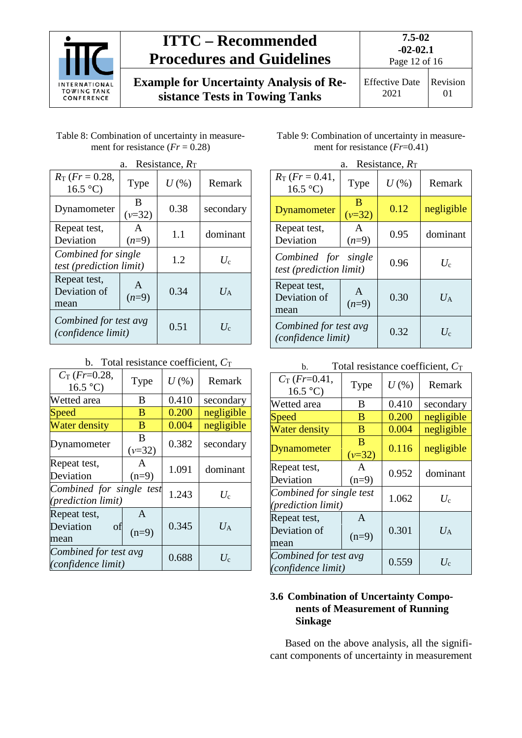Table 8: Combination of uncertainty in measurement for resistance ($Fr$ = 0.28)

a. Resistance, $R_T$

| $R_T$ ($Fr$ = 0.28, 16.5 °C) | Type | $U$ (%) | Remark |
|---|---|---|---|
| Dynamometer | B ($v$=32) | 0.38 | secondary |
| Repeat test, Deviation | A ($n$=9) | 1.1 | dominant |
| *Combined for single test (prediction limit)* | | 1.2 | $U_c$ |
| Repeat test, Deviation of mean | A ($n$=9) | 0.34 | $U_A$ |
| *Combined for test avg (confidence limit)* | | 0.51 | $U_c$ |

b. Total resistance coefficient, $C_T$

| $C_T$ ($Fr$=0.28, 16.5 °C) | Type | $U$ (%) | Remark |
|---|---|---|---|
| Wetted area | B | 0.410 | secondary |
| Speed | B | 0.200 | negligible |
| Water density | B | 0.004 | negligible |
| Dynamometer | B ($v$=32) | 0.382 | secondary |
| Repeat test, Deviation | A (n=9) | 1.091 | dominant |
| *Combined for single test (prediction limit)* | | 1.243 | $U_c$ |
| Repeat test, Deviation of mean | A (n=9) | 0.345 | $U_A$ |
| *Combined for test avg (confidence limit)* | | 0.688 | $U_c$ |

Table 9: Combination of uncertainty in measurement for resistance ($Fr$=0.41)

a. Resistance, $R_T$

| $R_T$ ($Fr$ = 0.41, 16.5 °C) | Type | $U$ (%) | Remark |
|---|---|---|---|
| Dynamometer | B ($v$=32) | 0.12 | negligible |
| Repeat test, Deviation | A ($n$=9) | 0.95 | dominant |
| *Combined for single test (prediction limit)* | | 0.96 | $U_c$ |
| Repeat test, Deviation of mean | A ($n$=9) | 0.30 | $U_A$ |
| *Combined for test avg (confidence limit)* | | 0.32 | $U_c$ |

b. Total resistance coefficient, $C_T$

| $C_T$ ($Fr$=0.41, 16.5 °C) | Type | $U$ (%) | Remark |
|---|---|---|---|
| Wetted area | B | 0.410 | secondary |
| Speed | B | 0.200 | negligible |
| Water density | B | 0.004 | negligible |
| Dynamometer | B ($v$=32) | 0.116 | negligible |
| Repeat test, Deviation | A (n=9) | 0.952 | dominant |
| *Combined for single test (prediction limit)* | | 1.062 | $U_c$ |
| Repeat test, Deviation of mean | A (n=9) | 0.301 | $U_A$ |
| *Combined for test avg (confidence limit)* | | 0.559 | $U_c$ |

### 3.6 Combination of Uncertainty Components of Measurement of Running Sinkage

Based on the above analysis, all the significant components of uncertainty in measurement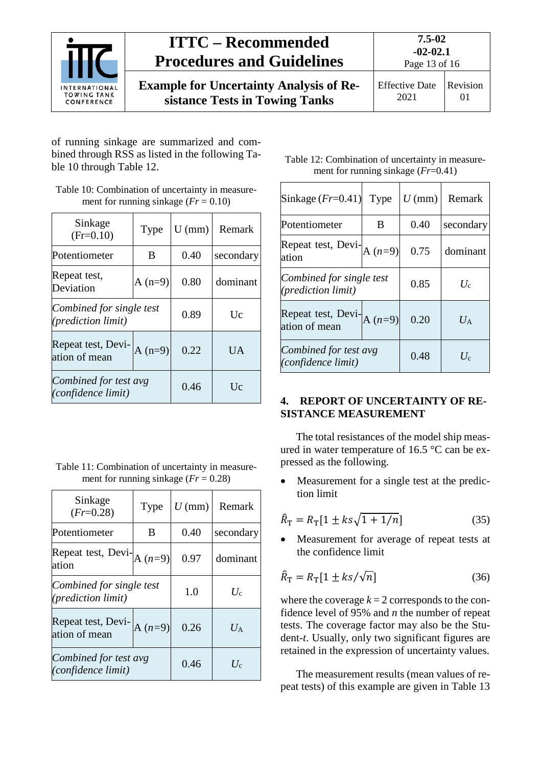of running sinkage are summarized and combined through RSS as listed in the following Table 10 through Table 12.

Table 10: Combination of uncertainty in measurement for running sinkage ($Fr$ = 0.10)

| Sinkage (Fr=0.10) | Type | U (mm) | Remark |
|---|---|---|---|
| Potentiometer | B | 0.40 | secondary |
| Repeat test, Deviation | A (n=9) | 0.80 | dominant |
| *Combined for single test (prediction limit)* | | 0.89 | Uc |
| Repeat test, Deviation of mean | A (n=9) | 0.22 | UA |
| *Combined for test avg (confidence limit)* | | 0.46 | Uc |

Table 11: Combination of uncertainty in measurement for running sinkage ($Fr$ = 0.28)

| Sinkage ($Fr$=0.28) | Type | $U$ (mm) | Remark |
|---|---|---|---|
| Potentiometer | B | 0.40 | secondary |
| Repeat test, Deviation | A ($n$=9) | 0.97 | dominant |
| *Combined for single test (prediction limit)* | | 1.0 | $U_c$ |
| Repeat test, Deviation of mean | A ($n$=9) | 0.26 | $U_A$ |
| *Combined for test avg (confidence limit)* | | 0.46 | $U_c$ |

Table 12: Combination of uncertainty in measurement for running sinkage ($Fr$=0.41)

| Sinkage ($Fr$=0.41) | Type | $U$ (mm) | Remark |
|---|---|---|---|
| Potentiometer | B | 0.40 | secondary |
| Repeat test, Deviation | A ($n$=9) | 0.75 | dominant |
| *Combined for single test (prediction limit)* | | 0.85 | $U_c$ |
| Repeat test, Deviation of mean | A ($n$=9) | 0.20 | $U_A$ |
| *Combined for test avg (confidence limit)* | | 0.48 | $U_c$ |

## 4. REPORT OF UNCERTAINTY OF RESISTANCE MEASUREMENT

The total resistances of the model ship measured in water temperature of 16.5 °C can be expressed as the following.

- Measurement for a single test at the prediction limit

$$\hat{R}_T = R_T[1 \pm ks\sqrt{1 + 1/n}] \tag{35}$$

- Measurement for average of repeat tests at the confidence limit

$$\hat{R}_T = R_T[1 \pm ks/\sqrt{n}] \tag{36}$$

where the coverage $k = 2$ corresponds to the confidence level of 95% and $n$ the number of repeat tests. The coverage factor may also be the Student-$t$. Usually, only two significant figures are retained in the expression of uncertainty values.

The measurement results (mean values of repeat tests) of this example are given in Table 13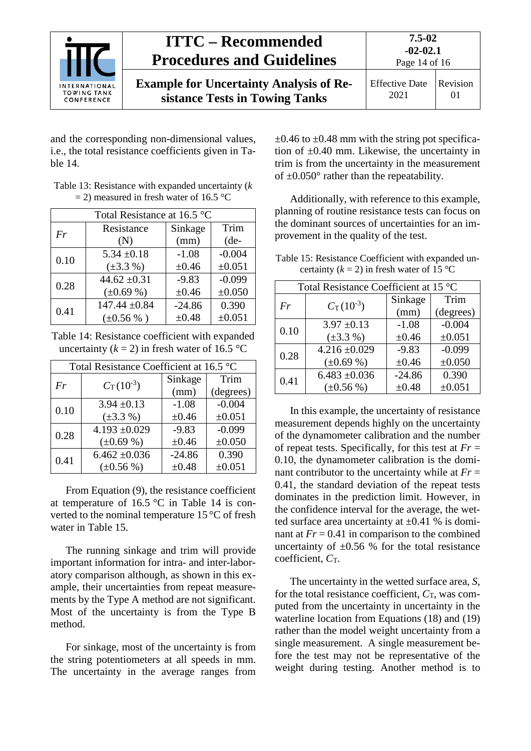and the corresponding non-dimensional values, i.e., the total resistance coefficients given in Table 14.

Table 13: Resistance with expanded uncertainty ($k$ = 2) measured in fresh water of 16.5 °C

| Total Resistance at 16.5 °C | | | |
|---|---|---|---|
| *Fr* | Resistance (N) | Sinkage (mm) | Trim (de- |
| 0.10 | 5.34 ±0.18 (±3.3 %) | -1.08 ±0.46 | -0.004 ±0.051 |
| 0.28 | 44.62 ±0.31 (±0.69 %) | -9.83 ±0.46 | -0.099 ±0.050 |
| 0.41 | 147.44 ±0.84 (±0.56 % ) | -24.86 ±0.48 | 0.390 ±0.051 |

Table 14: Resistance coefficient with expanded uncertainty ($k$ = 2) in fresh water of 16.5 °C

| Total Resistance Coefficient at 16.5 °C | | | |
|---|---|---|---|
| *Fr* | $C_T\,(10^{-3})$ | Sinkage (mm) | Trim (degrees) |
| 0.10 | 3.94 ±0.13 (±3.3 %) | -1.08 ±0.46 | -0.004 ±0.051 |
| 0.28 | 4.193 ±0.029 (±0.69 %) | -9.83 ±0.46 | -0.099 ±0.050 |
| 0.41 | 6.462 ±0.036 (±0.56 %) | -24.86 ±0.48 | 0.390 ±0.051 |

From Equation (9), the resistance coefficient at temperature of 16.5 °C in Table 14 is converted to the nominal temperature 15 °C of fresh water in Table 15.

The running sinkage and trim will provide important information for intra- and inter-laboratory comparison although, as shown in this example, their uncertainties from repeat measurements by the Type A method are not significant. Most of the uncertainty is from the Type B method.

For sinkage, most of the uncertainty is from the string potentiometers at all speeds in mm. The uncertainty in the average ranges from ±0.46 to ±0.48 mm with the string pot specification of ±0.40 mm. Likewise, the uncertainty in trim is from the uncertainty in the measurement of ±0.050° rather than the repeatability.

Additionally, with reference to this example, planning of routine resistance tests can focus on the dominant sources of uncertainties for an improvement in the quality of the test.

Table 15: Resistance Coefficient with expanded uncertainty ($k$ = 2) in fresh water of 15 °C

| Total Resistance Coefficient at 15 °C | | | |
|---|---|---|---|
| *Fr* | $C_T\,(10^{-3})$ | Sinkage (mm) | Trim (degrees) |
| 0.10 | 3.97 ±0.13 (±3.3 %) | -1.08 ±0.46 | -0.004 ±0.051 |
| 0.28 | 4.216 ±0.029 (±0.69 %) | -9.83 ±0.46 | -0.099 ±0.050 |
| 0.41 | 6.483 ±0.036 (±0.56 %) | -24.86 ±0.48 | 0.390 ±0.051 |

In this example, the uncertainty of resistance measurement depends highly on the uncertainty of the dynamometer calibration and the number of repeat tests. Specifically, for this test at $Fr$ = 0.10, the dynamometer calibration is the dominant contributor to the uncertainty while at $Fr$ = 0.41, the standard deviation of the repeat tests dominates in the prediction limit. However, in the confidence interval for the average, the wetted surface area uncertainty at ±0.41 % is dominant at $Fr$ = 0.41 in comparison to the combined uncertainty of ±0.56 % for the total resistance coefficient, $C_T$.

The uncertainty in the wetted surface area, $S$, for the total resistance coefficient, $C_T$, was computed from the uncertainty in uncertainty in the waterline location from Equations (18) and (19) rather than the model weight uncertainty from a single measurement. A single measurement before the test may not be representative of the weight during testing. Another method is to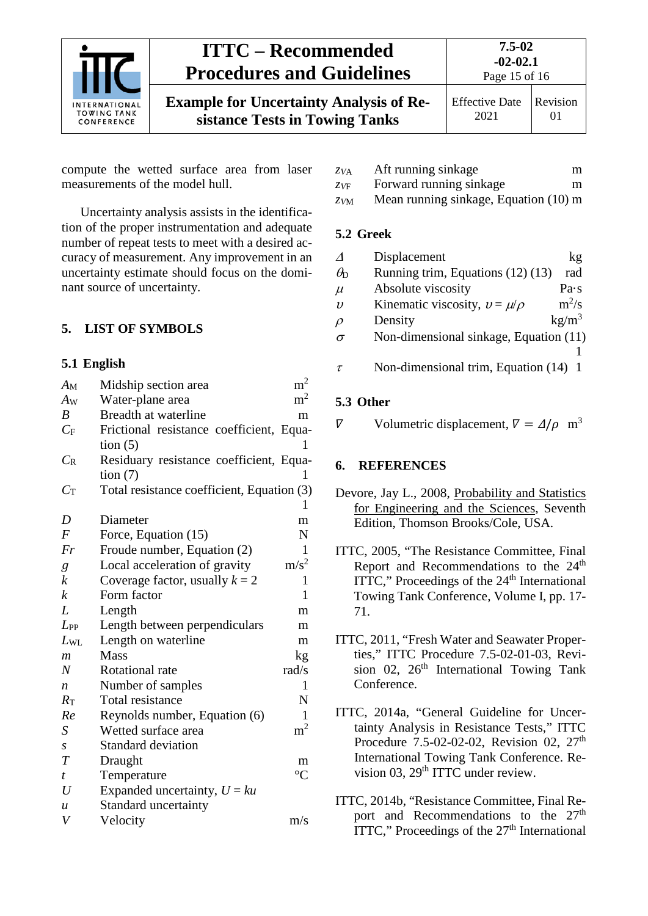compute the wetted surface area from laser measurements of the model hull.

Uncertainty analysis assists in the identification of the proper instrumentation and adequate number of repeat tests to meet with a desired accuracy of measurement. Any improvement in an uncertainty estimate should focus on the dominant source of uncertainty.

## 5. LIST OF SYMBOLS

### 5.1 English

| Symbol | Description | Unit |
|---|---|---|
| $A_M$ | Midship section area | $m^2$ |
| $A_W$ | Water-plane area | $m^2$ |
| $B$ | Breadth at waterline | m |
| $C_F$ | Frictional resistance coefficient, Equation (5) | 1 |
| $C_R$ | Residuary resistance coefficient, Equation (7) | 1 |
| $C_T$ | Total resistance coefficient, Equation (3) | 1 |
| $D$ | Diameter | m |
| $F$ | Force, Equation (15) | N |
| $Fr$ | Froude number, Equation (2) | 1 |
| $g$ | Local acceleration of gravity | $m/s^2$ |
| $k$ | Coverage factor, usually $k = 2$ | 1 |
| $k$ | Form factor | 1 |
| $L$ | Length | m |
| $L_{PP}$ | Length between perpendiculars | m |
| $L_{WL}$ | Length on waterline | m |
| $m$ | Mass | kg |
| $N$ | Rotational rate | rad/s |
| $n$ | Number of samples | 1 |
| $R_T$ | Total resistance | N |
| $Re$ | Reynolds number, Equation (6) | 1 |
| $S$ | Wetted surface area | $m^2$ |
| $s$ | Standard deviation | |
| $T$ | Draught | m |
| $t$ | Temperature | °C |
| $U$ | Expanded uncertainty, $U = ku$ | |
| $u$ | Standard uncertainty | |
| $V$ | Velocity | m/s |
| $z_{VA}$ | Aft running sinkage | m |
| $z_{VF}$ | Forward running sinkage | m |
| $z_{VM}$ | Mean running sinkage, Equation (10) | m |

### 5.2 Greek

| Symbol | Description | Unit |
|---|---|---|
| $\Delta$ | Displacement | kg |
| $\theta_D$ | Running trim, Equations (12) (13) | rad |
| $\mu$ | Absolute viscosity | Pa·s |
| $\upsilon$ | Kinematic viscosity, $\upsilon = \mu/\rho$ | $m^2/s$ |
| $\rho$ | Density | $kg/m^3$ |
| $\sigma$ | Non-dimensional sinkage, Equation (11) | 1 |
| $\tau$ | Non-dimensional trim, Equation (14) | 1 |

### 5.3 Other

| Symbol | Description | Unit |
|---|---|---|
| $\nabla$ | Volumetric displacement, $\nabla = \Delta/\rho$ | $m^3$ |

## 6. REFERENCES

Devore, Jay L., 2008, Probability and Statistics for Engineering and the Sciences, Seventh Edition, Thomson Brooks/Cole, USA.

ITTC, 2005, "The Resistance Committee, Final Report and Recommendations to the 24th ITTC," Proceedings of the 24th International Towing Tank Conference, Volume I, pp. 17-71.

ITTC, 2011, "Fresh Water and Seawater Properties," ITTC Procedure 7.5-02-01-03, Revision 02, 26th International Towing Tank Conference.

ITTC, 2014a, "General Guideline for Uncertainty Analysis in Resistance Tests," ITTC Procedure 7.5-02-02-02, Revision 02, 27th International Towing Tank Conference. Revision 03, 29th ITTC under review.

ITTC, 2014b, "Resistance Committee, Final Report and Recommendations to the 27th ITTC," Proceedings of the 27th International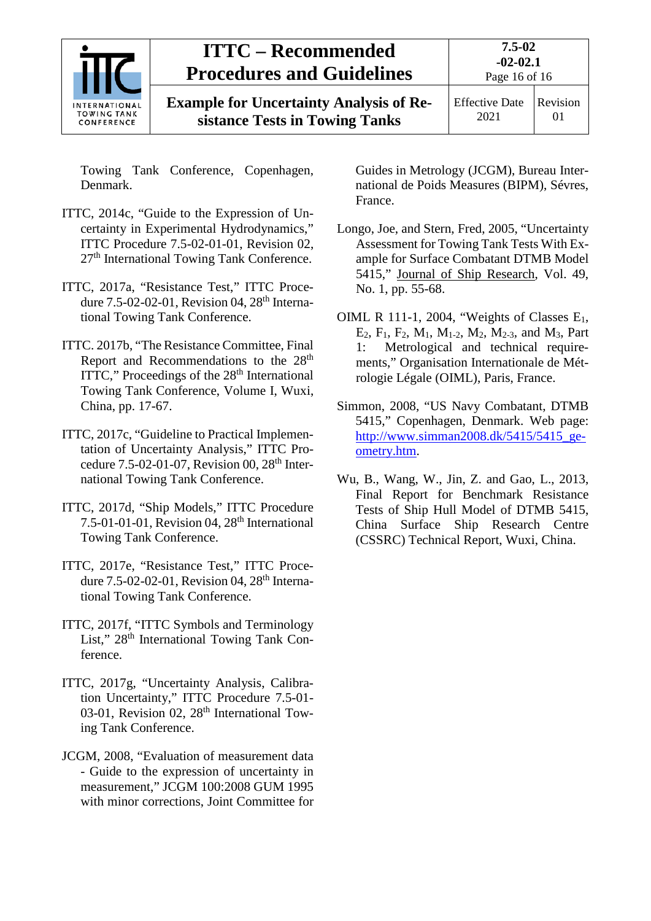Towing Tank Conference, Copenhagen, Denmark.

ITTC, 2014c, "Guide to the Expression of Uncertainty in Experimental Hydrodynamics," ITTC Procedure 7.5-02-01-01, Revision 02, 27th International Towing Tank Conference.

ITTC, 2017a, "Resistance Test," ITTC Procedure 7.5-02-02-01, Revision 04, 28th International Towing Tank Conference.

ITTC. 2017b, "The Resistance Committee, Final Report and Recommendations to the 28th ITTC," Proceedings of the 28th International Towing Tank Conference, Volume I, Wuxi, China, pp. 17-67.

ITTC, 2017c, "Guideline to Practical Implementation of Uncertainty Analysis," ITTC Procedure 7.5-02-01-07, Revision 00, 28th International Towing Tank Conference.

ITTC, 2017d, "Ship Models," ITTC Procedure 7.5-01-01-01, Revision 04, 28th International Towing Tank Conference.

ITTC, 2017e, "Resistance Test," ITTC Procedure 7.5-02-02-01, Revision 04, 28th International Towing Tank Conference.

ITTC, 2017f, "ITTC Symbols and Terminology List," 28th International Towing Tank Conference.

ITTC, 2017g, "Uncertainty Analysis, Calibration Uncertainty," ITTC Procedure 7.5-01-03-01, Revision 02, 28th International Towing Tank Conference.

JCGM, 2008, "Evaluation of measurement data - Guide to the expression of uncertainty in measurement," JCGM 100:2008 GUM 1995 with minor corrections, Joint Committee for Guides in Metrology (JCGM), Bureau International de Poids Measures (BIPM), Sévres, France.

Longo, Joe, and Stern, Fred, 2005, "Uncertainty Assessment for Towing Tank Tests With Example for Surface Combatant DTMB Model 5415," Journal of Ship Research, Vol. 49, No. 1, pp. 55-68.

OIML R 111-1, 2004, "Weights of Classes $E_1$, $E_2$, $F_1$, $F_2$, $M_1$, $M_{1\text{-}2}$, $M_2$, $M_{2\text{-}3}$, and $M_3$, Part 1: Metrological and technical requirements," Organisation Internationale de Métrologie Légale (OIML), Paris, France.

Simmon, 2008, "US Navy Combatant, DTMB 5415," Copenhagen, Denmark. Web page: http://www.simman2008.dk/5415/5415_geometry.htm.

Wu, B., Wang, W., Jin, Z. and Gao, L., 2013, Final Report for Benchmark Resistance Tests of Ship Hull Model of DTMB 5415, China Surface Ship Research Centre (CSSRC) Technical Report, Wuxi, China.